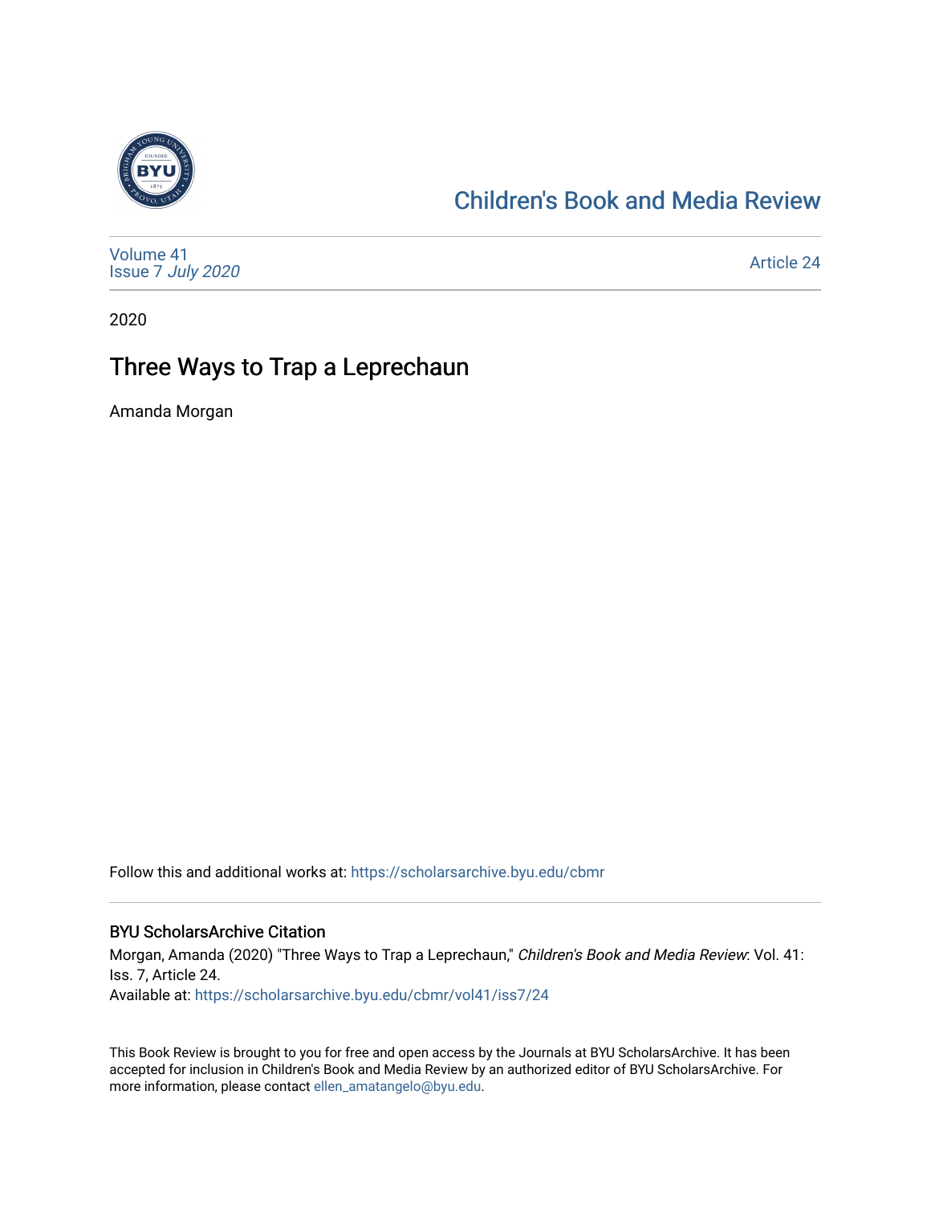Children's Book and Media Review

Volume 41
Issue 7 *July 2020*

Article 24

2020

# Three Ways to Trap a Leprechaun

Amanda Morgan

Follow this and additional works at: https://scholarsarchive.byu.edu/cbmr

## BYU ScholarsArchive Citation

Morgan, Amanda (2020) "Three Ways to Trap a Leprechaun," *Children's Book and Media Review*: Vol. 41: Iss. 7, Article 24.
Available at: https://scholarsarchive.byu.edu/cbmr/vol41/iss7/24

This Book Review is brought to you for free and open access by the Journals at BYU ScholarsArchive. It has been accepted for inclusion in Children's Book and Media Review by an authorized editor of BYU ScholarsArchive. For more information, please contact ellen_amatangelo@byu.edu.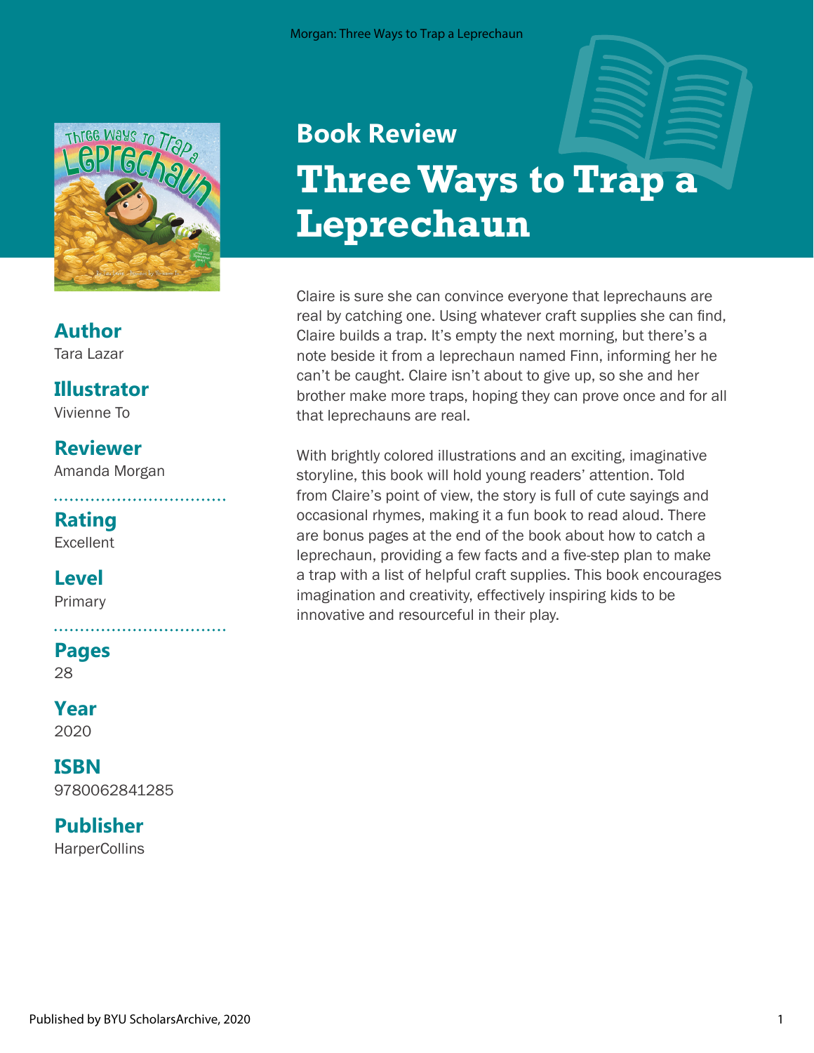## Book Review

# Three Ways to Trap a Leprechaun

**Author**
Tara Lazar

**Illustrator**
Vivienne To

**Reviewer**
Amanda Morgan

**Rating**
Excellent

**Level**
Primary

**Pages**
28

**Year**
2020

**ISBN**
9780062841285

**Publisher**
HarperCollins

Claire is sure she can convince everyone that leprechauns are real by catching one. Using whatever craft supplies she can find, Claire builds a trap. It's empty the next morning, but there's a note beside it from a leprechaun named Finn, informing her he can't be caught. Claire isn't about to give up, so she and her brother make more traps, hoping they can prove once and for all that leprechauns are real.

With brightly colored illustrations and an exciting, imaginative storyline, this book will hold young readers' attention. Told from Claire's point of view, the story is full of cute sayings and occasional rhymes, making it a fun book to read aloud. There are bonus pages at the end of the book about how to catch a leprechaun, providing a few facts and a five-step plan to make a trap with a list of helpful craft supplies. This book encourages imagination and creativity, effectively inspiring kids to be innovative and resourceful in their play.